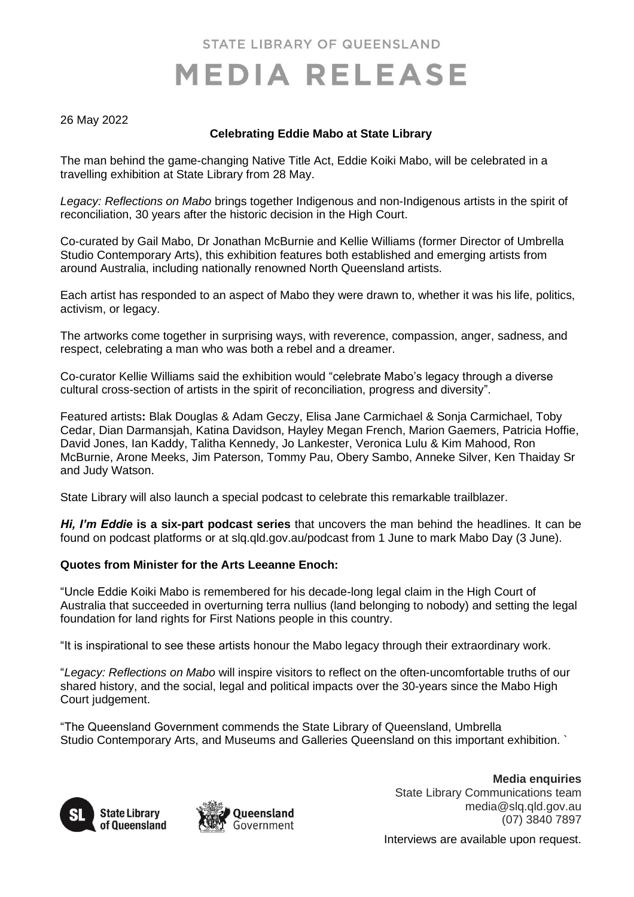STATE LIBRARY OF QUEENSLAND

# MEDIA RELEASE

26 May 2022

## Celebrating Eddie Mabo at State Library

The man behind the game-changing Native Title Act, Eddie Koiki Mabo, will be celebrated in a travelling exhibition at State Library from 28 May.

*Legacy: Reflections on Mabo* brings together Indigenous and non-Indigenous artists in the spirit of reconciliation, 30 years after the historic decision in the High Court.

Co-curated by Gail Mabo, Dr Jonathan McBurnie and Kellie Williams (former Director of Umbrella Studio Contemporary Arts), this exhibition features both established and emerging artists from around Australia, including nationally renowned North Queensland artists.

Each artist has responded to an aspect of Mabo they were drawn to, whether it was his life, politics, activism, or legacy.

The artworks come together in surprising ways, with reverence, compassion, anger, sadness, and respect, celebrating a man who was both a rebel and a dreamer.

Co-curator Kellie Williams said the exhibition would "celebrate Mabo's legacy through a diverse cultural cross-section of artists in the spirit of reconciliation, progress and diversity".

**Featured artists:** Blak Douglas & Adam Geczy, Elisa Jane Carmichael & Sonja Carmichael, Toby Cedar, Dian Darmansjah, Katina Davidson, Hayley Megan French, Marion Gaemers, Patricia Hoffie, David Jones, Ian Kaddy, Talitha Kennedy, Jo Lankester, Veronica Lulu & Kim Mahood, Ron McBurnie, Arone Meeks, Jim Paterson, Tommy Pau, Obery Sambo, Anneke Silver, Ken Thaiday Sr and Judy Watson.

State Library will also launch a special podcast to celebrate this remarkable trailblazer.

***Hi, I'm Eddie* is a six-part podcast series** that uncovers the man behind the headlines. It can be found on podcast platforms or at slq.qld.gov.au/podcast from 1 June to mark Mabo Day (3 June).

**Quotes from Minister for the Arts Leeanne Enoch:**

"Uncle Eddie Koiki Mabo is remembered for his decade-long legal claim in the High Court of Australia that succeeded in overturning terra nullius (land belonging to nobody) and setting the legal foundation for land rights for First Nations people in this country.

"It is inspirational to see these artists honour the Mabo legacy through their extraordinary work.

"*Legacy: Reflections on Mabo* will inspire visitors to reflect on the often-uncomfortable truths of our shared history, and the social, legal and political impacts over the 30-years since the Mabo High Court judgement.

"The Queensland Government commends the State Library of Queensland, Umbrella Studio Contemporary Arts, and Museums and Galleries Queensland on this important exhibition. `

**Media enquiries**
State Library Communications team
media@slq.qld.gov.au
(07) 3840 7897

Interviews are available upon request.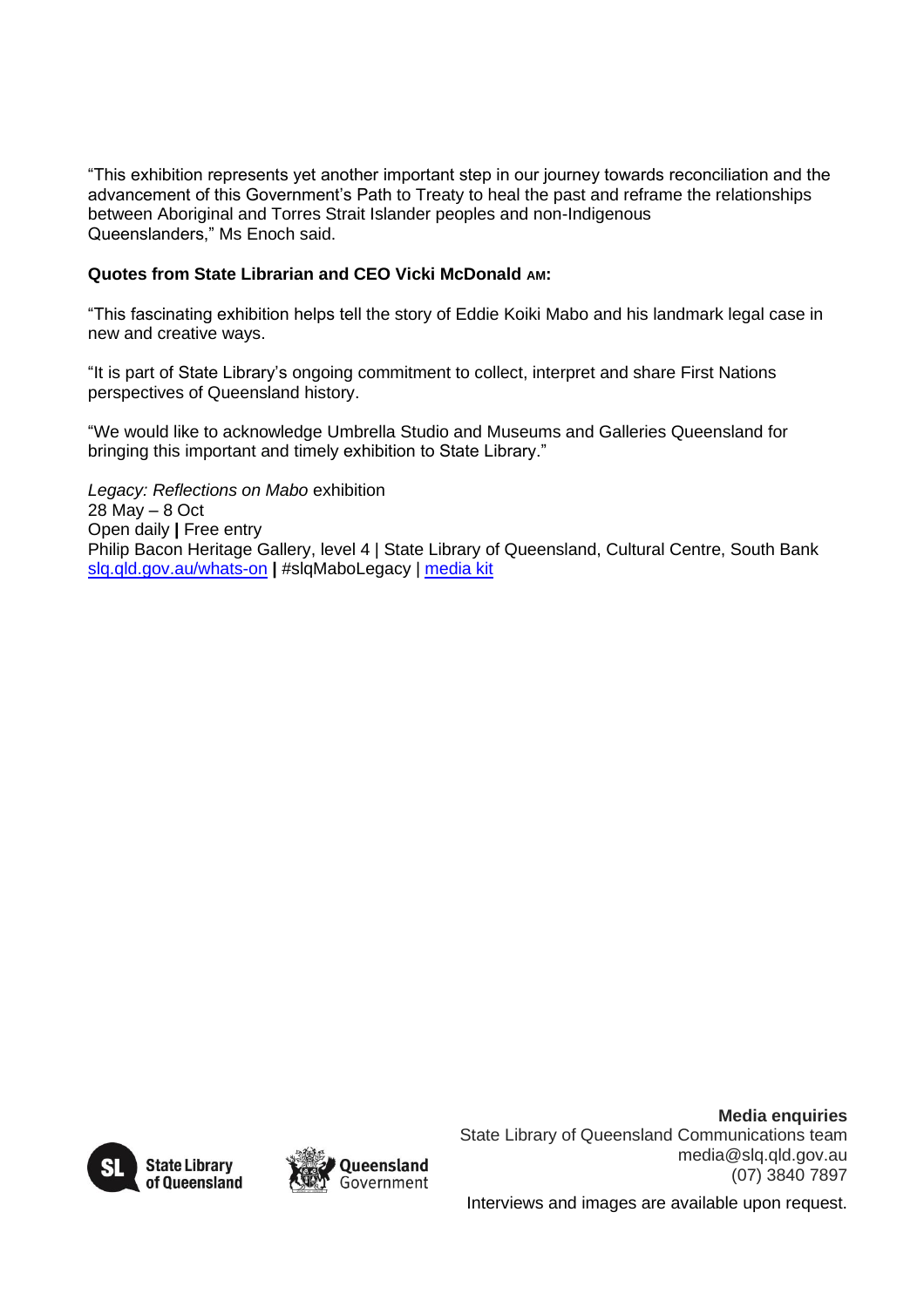"This exhibition represents yet another important step in our journey towards reconciliation and the advancement of this Government's Path to Treaty to heal the past and reframe the relationships between Aboriginal and Torres Strait Islander peoples and non-Indigenous Queenslanders," Ms Enoch said.

**Quotes from State Librarian and CEO Vicki McDonald AM:**

"This fascinating exhibition helps tell the story of Eddie Koiki Mabo and his landmark legal case in new and creative ways.

"It is part of State Library's ongoing commitment to collect, interpret and share First Nations perspectives of Queensland history.

"We would like to acknowledge Umbrella Studio and Museums and Galleries Queensland for bringing this important and timely exhibition to State Library."

*Legacy: Reflections on Mabo* exhibition
28 May – 8 Oct
Open daily **|** Free entry
Philip Bacon Heritage Gallery, level 4 | State Library of Queensland, Cultural Centre, South Bank
[slq.qld.gov.au/whats-on](slq.qld.gov.au/whats-on) **|** #slqMaboLegacy | [media kit]()

**Media enquiries**
State Library of Queensland Communications team
media@slq.qld.gov.au
(07) 3840 7897

Interviews and images are available upon request.